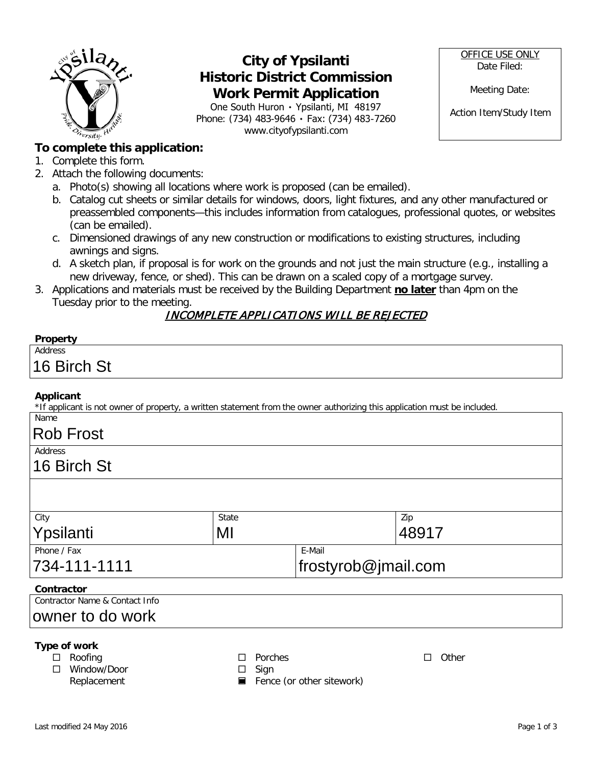# City of Ypsilanti
## Historic District Commission
## Work Permit Application

One South Huron • Ypsilanti, MI 48197
Phone: (734) 483-9646 • Fax: (734) 483-7260
www.cityofypsilanti.com

| OFFICE USE ONLY |
|---|
| Date Filed: |
| Meeting Date: |
| Action Item/Study Item |

**To complete this application:**

1. Complete this form.
2. Attach the following documents:
   a. Photo(s) showing all locations where work is proposed (can be emailed).
   b. Catalog cut sheets or similar details for windows, doors, light fixtures, and any other manufactured or preassembled components—this includes information from catalogues, professional quotes, or websites (can be emailed).
   c. Dimensioned drawings of any new construction or modifications to existing structures, including awnings and signs.
   d. A sketch plan, if proposal is for work on the grounds and not just the main structure (e.g., installing a new driveway, fence, or shed). This can be drawn on a scaled copy of a mortgage survey.
3. Applications and materials must be received by the Building Department **no later** than 4pm on the Tuesday prior to the meeting.

*INCOMPLETE APPLICATIONS WILL BE REJECTED*

**Property**

Address: 16 Birch St

**Applicant**

*If applicant is not owner of property, a written statement from the owner authorizing this application must be included.

Name: Rob Frost

Address: 16 Birch St

| City | State | Zip |
|---|---|---|
| Ypsilanti | MI | 48917 |

| Phone / Fax | E-Mail |
|---|---|
| 734-111-1111 | frostyrob@jmail.com |

**Contractor**

Contractor Name & Contact Info: owner to do work

**Type of work**

- ☐ Roofing
- ☐ Window/Door Replacement
- ☐ Porches
- ☐ Sign
- ☒ Fence (or other sitework)
- ☐ Other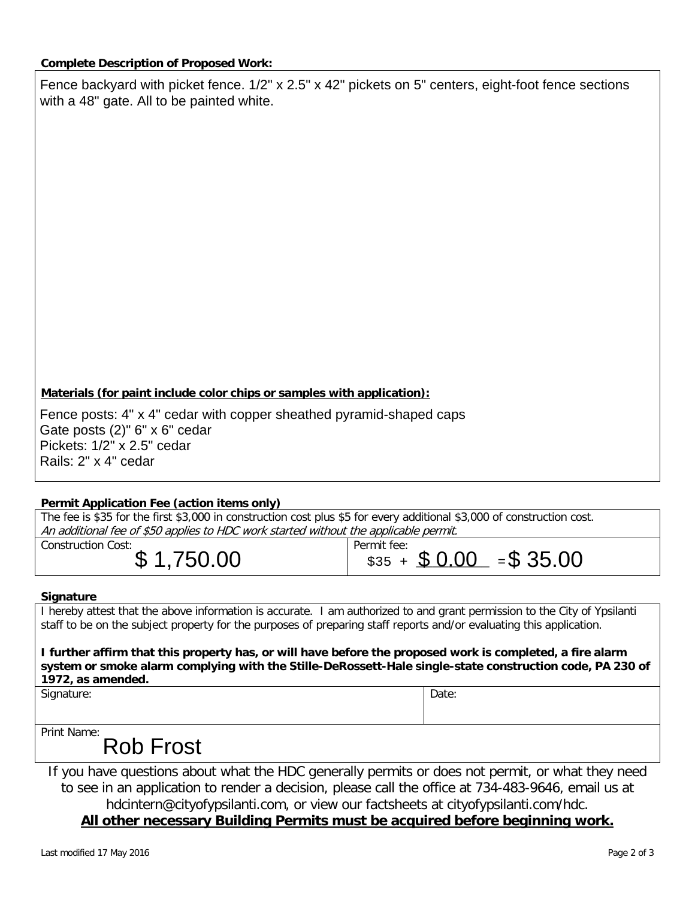**Complete Description of Proposed Work:**

Fence backyard with picket fence. 1/2" x 2.5" x 42" pickets on 5" centers, eight-foot fence sections with a 48" gate. All to be painted white.

**Materials (for paint include color chips or samples with application):**

Fence posts: 4" x 4" cedar with copper sheathed pyramid-shaped caps
Gate posts (2)" 6" x 6" cedar
Pickets: 1/2" x 2.5" cedar
Rails: 2" x 4" cedar

**Permit Application Fee (action items only)**

The fee is $35 for the first $3,000 in construction cost plus $5 for every additional $3,000 of construction cost.
*An additional fee of $50 applies to HDC work started without the applicable permit.*

| Construction Cost: | Permit fee: |
|---|---|
| $ 1,750.00 | $35 + $ 0.00 = $ 35.00 |

**Signature**

I hereby attest that the above information is accurate. I am authorized to and grant permission to the City of Ypsilanti staff to be on the subject property for the purposes of preparing staff reports and/or evaluating this application.

**I further affirm that this property has, or will have before the proposed work is completed, a fire alarm system or smoke alarm complying with the Stille-DeRossett-Hale single-state construction code, PA 230 of 1972, as amended.**

| Signature: | Date: |
|---|---|
| | |

Print Name: Rob Frost

If you have questions about what the HDC generally permits or does not permit, or what they need to see in an application to render a decision, please call the office at 734-483-9646, email us at hdcintern@cityofypsilanti.com, or view our factsheets at cityofypsilanti.com/hdc.

**All other necessary Building Permits must be acquired before beginning work.**

Last modified 17 May 2016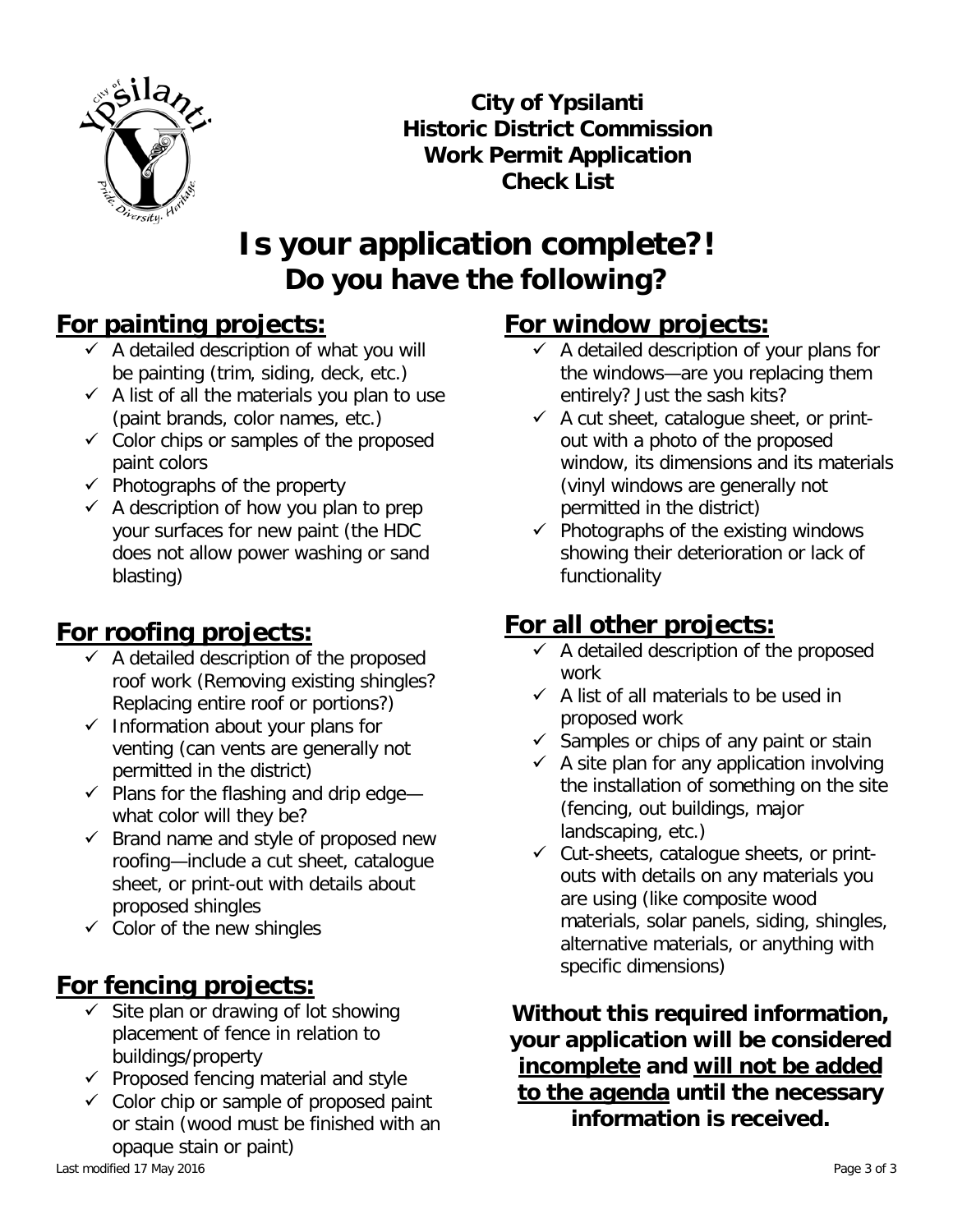**City of Ypsilanti**
**Historic District Commission**
**Work Permit Application**
**Check List**

# Is your application complete?!

## Do you have the following?

## For painting projects:

- ✓ A detailed description of what you will be painting (trim, siding, deck, etc.)
- ✓ A list of all the materials you plan to use (paint brands, color names, etc.)
- ✓ Color chips or samples of the proposed paint colors
- ✓ Photographs of the property
- ✓ A description of how you plan to prep your surfaces for new paint (the HDC does not allow power washing or sand blasting)

## For roofing projects:

- ✓ A detailed description of the proposed roof work (Removing existing shingles? Replacing entire roof or portions?)
- ✓ Information about your plans for venting (can vents are generally not permitted in the district)
- ✓ Plans for the flashing and drip edge—what color will they be?
- ✓ Brand name and style of proposed new roofing—include a cut sheet, catalogue sheet, or print-out with details about proposed shingles
- ✓ Color of the new shingles

## For fencing projects:

- ✓ Site plan or drawing of lot showing placement of fence in relation to buildings/property
- ✓ Proposed fencing material and style
- ✓ Color chip or sample of proposed paint or stain (wood must be finished with an opaque stain or paint)

## For window projects:

- ✓ A detailed description of your plans for the windows—are you replacing them entirely? Just the sash kits?
- ✓ A cut sheet, catalogue sheet, or print-out with a photo of the proposed window, its dimensions and its materials (vinyl windows are generally not permitted in the district)
- ✓ Photographs of the existing windows showing their deterioration or lack of functionality

## For all other projects:

- ✓ A detailed description of the proposed work
- ✓ A list of all materials to be used in proposed work
- ✓ Samples or chips of any paint or stain
- ✓ A site plan for any application involving the installation of something on the site (fencing, out buildings, major landscaping, etc.)
- ✓ Cut-sheets, catalogue sheets, or print-outs with details on any materials you are using (like composite wood materials, solar panels, siding, shingles, alternative materials, or anything with specific dimensions)

**Without this required information, your application will be considered <u>incomplete</u> and <u>will not be added to the agenda</u> until the necessary information is received.**

Last modified 17 May 2016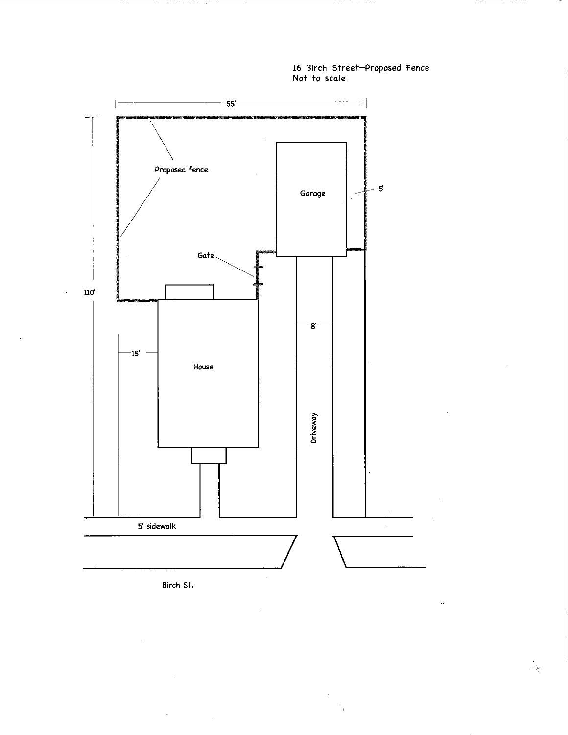16 Birch Street—Proposed Fence
Not to scale

55'

110'

Proposed fence

Garage

5'

Gate

House

15'

8'

Driveway

5' sidewalk

Birch St.